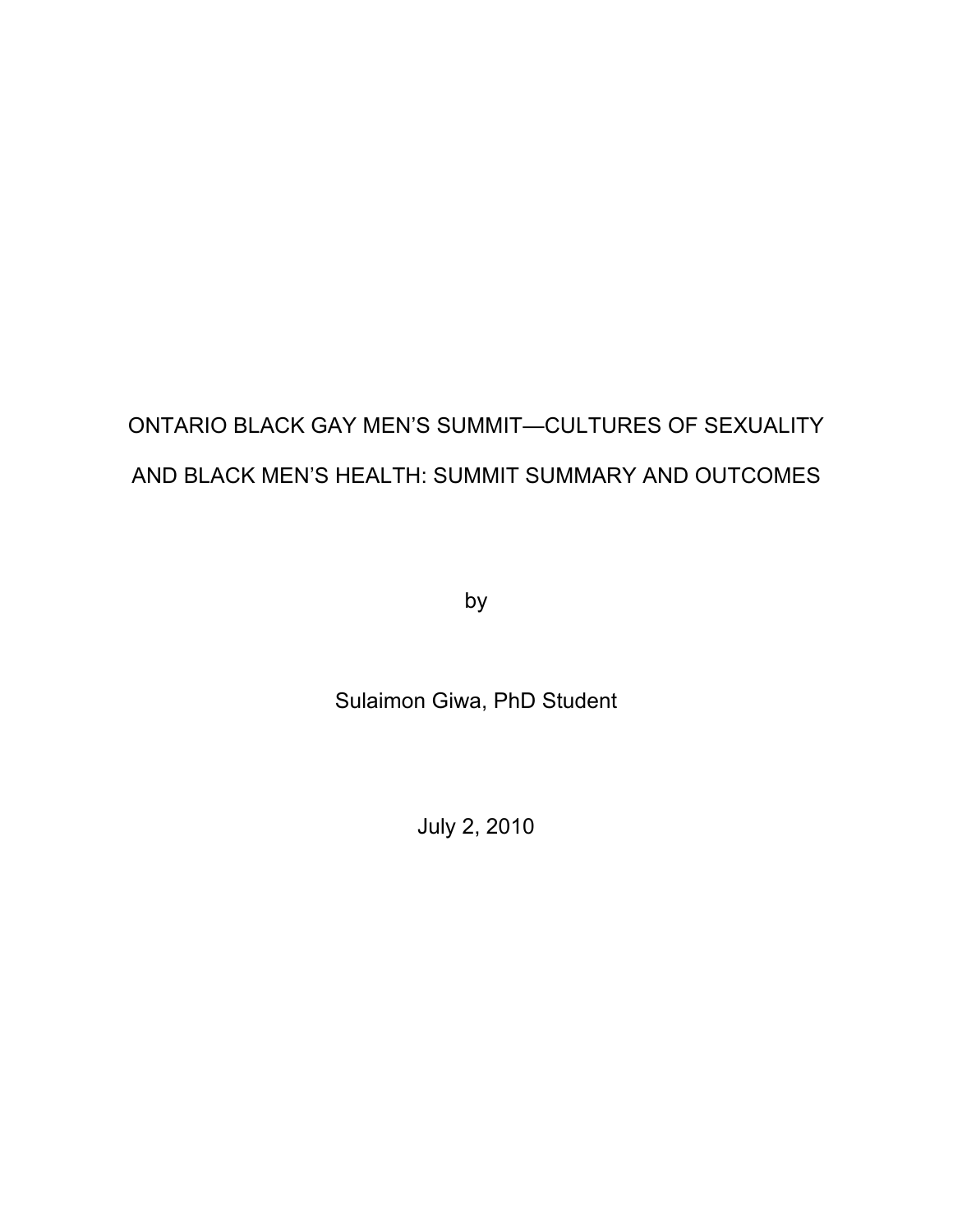# ONTARIO BLACK GAY MEN'S SUMMIT—CULTURES OF SEXUALITY AND BLACK MEN'S HEALTH: SUMMIT SUMMARY AND OUTCOMES

by

Sulaimon Giwa, PhD Student

July 2, 2010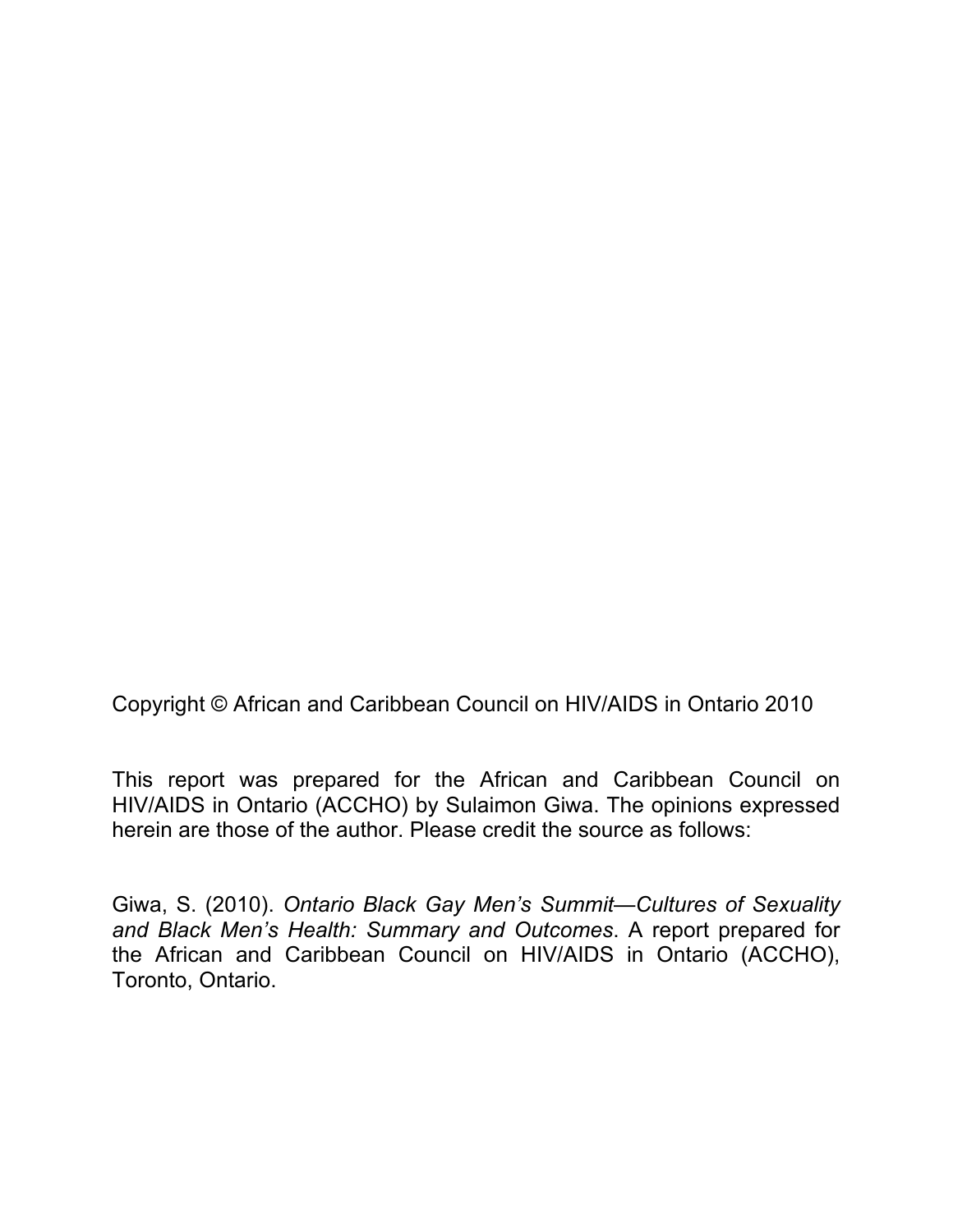Copyright © African and Caribbean Council on HIV/AIDS in Ontario 2010

This report was prepared for the African and Caribbean Council on HIV/AIDS in Ontario (ACCHO) by Sulaimon Giwa. The opinions expressed herein are those of the author. Please credit the source as follows:

Giwa, S. (2010). *Ontario Black Gay Men's Summit—Cultures of Sexuality and Black Men's Health: Summary and Outcomes*. A report prepared for the African and Caribbean Council on HIV/AIDS in Ontario (ACCHO), Toronto, Ontario.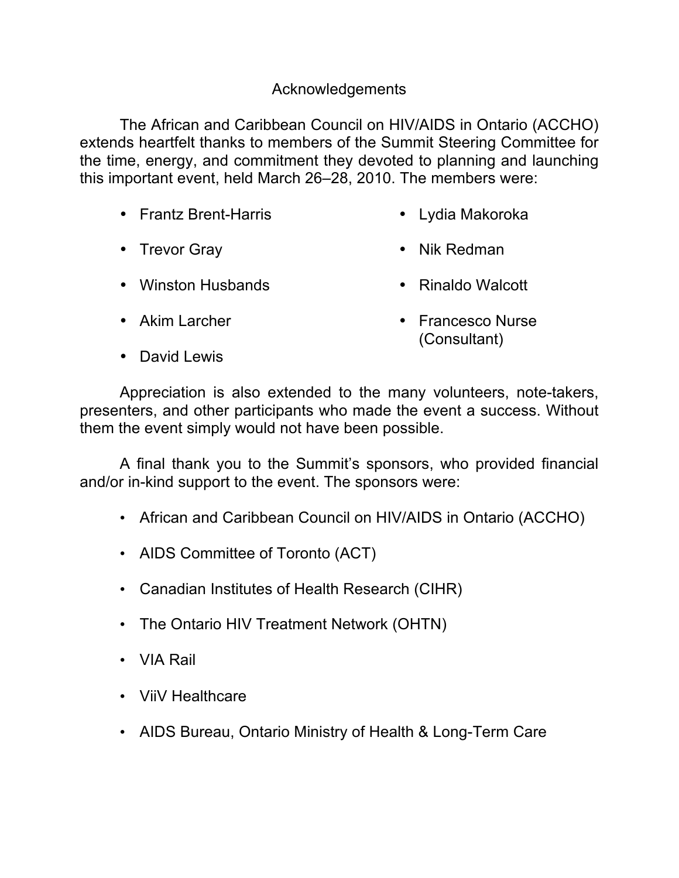# Acknowledgements

The African and Caribbean Council on HIV/AIDS in Ontario (ACCHO) extends heartfelt thanks to members of the Summit Steering Committee for the time, energy, and commitment they devoted to planning and launching this important event, held March 26–28, 2010. The members were:

- Frantz Brent-Harris
- Trevor Gray
- Winston Husbands
- Akim Larcher
- David Lewis
- Lydia Makoroka
- Nik Redman
- Rinaldo Walcott
- Francesco Nurse (Consultant)

Appreciation is also extended to the many volunteers, note-takers, presenters, and other participants who made the event a success. Without them the event simply would not have been possible.

A final thank you to the Summit's sponsors, who provided financial and/or in-kind support to the event. The sponsors were:

- African and Caribbean Council on HIV/AIDS in Ontario (ACCHO)
- AIDS Committee of Toronto (ACT)
- Canadian Institutes of Health Research (CIHR)
- The Ontario HIV Treatment Network (OHTN)
- VIA Rail
- ViiV Healthcare
- AIDS Bureau, Ontario Ministry of Health & Long-Term Care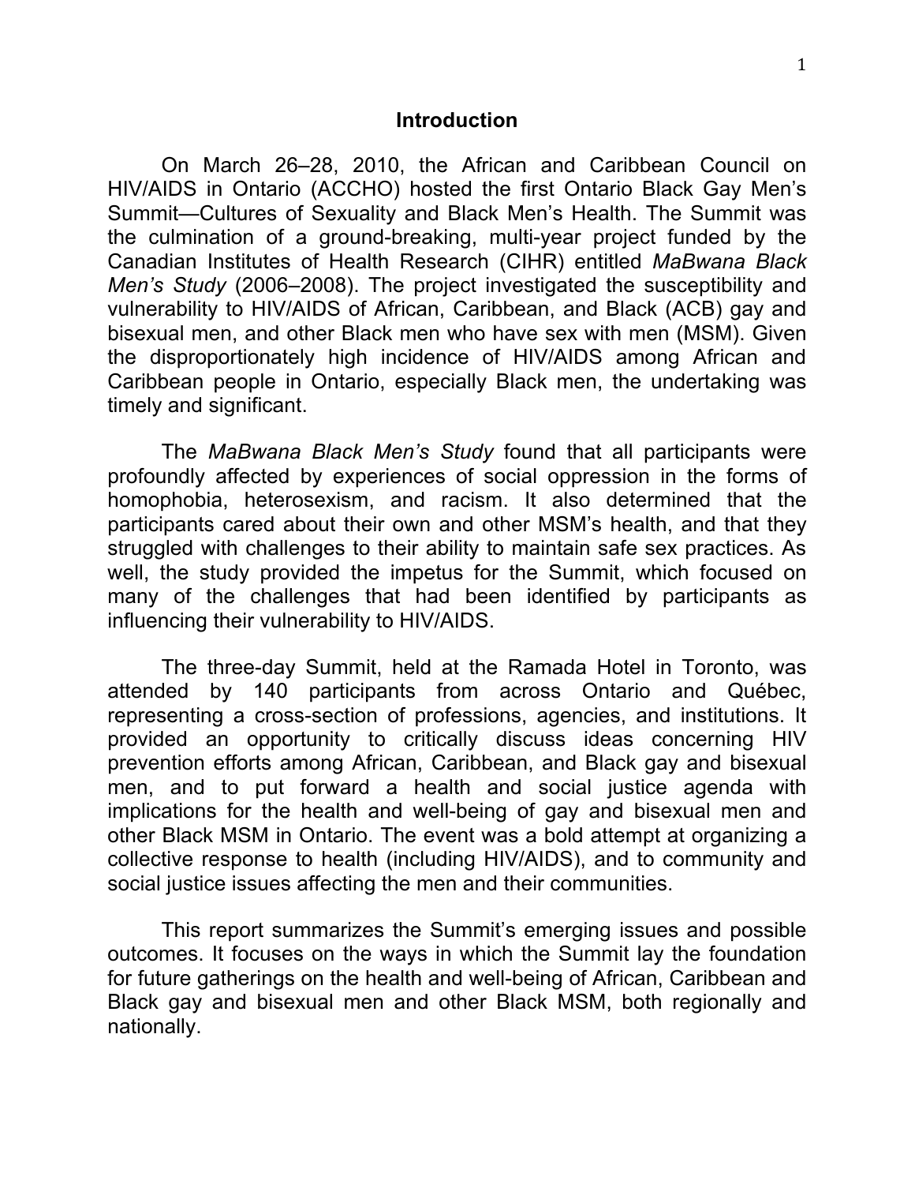# Introduction

On March 26–28, 2010, the African and Caribbean Council on HIV/AIDS in Ontario (ACCHO) hosted the first Ontario Black Gay Men's Summit—Cultures of Sexuality and Black Men's Health. The Summit was the culmination of a ground-breaking, multi-year project funded by the Canadian Institutes of Health Research (CIHR) entitled *MaBwana Black Men's Study* (2006–2008). The project investigated the susceptibility and vulnerability to HIV/AIDS of African, Caribbean, and Black (ACB) gay and bisexual men, and other Black men who have sex with men (MSM). Given the disproportionately high incidence of HIV/AIDS among African and Caribbean people in Ontario, especially Black men, the undertaking was timely and significant.

The *MaBwana Black Men's Study* found that all participants were profoundly affected by experiences of social oppression in the forms of homophobia, heterosexism, and racism. It also determined that the participants cared about their own and other MSM's health, and that they struggled with challenges to their ability to maintain safe sex practices. As well, the study provided the impetus for the Summit, which focused on many of the challenges that had been identified by participants as influencing their vulnerability to HIV/AIDS.

The three-day Summit, held at the Ramada Hotel in Toronto, was attended by 140 participants from across Ontario and Québec, representing a cross-section of professions, agencies, and institutions. It provided an opportunity to critically discuss ideas concerning HIV prevention efforts among African, Caribbean, and Black gay and bisexual men, and to put forward a health and social justice agenda with implications for the health and well-being of gay and bisexual men and other Black MSM in Ontario. The event was a bold attempt at organizing a collective response to health (including HIV/AIDS), and to community and social justice issues affecting the men and their communities.

This report summarizes the Summit's emerging issues and possible outcomes. It focuses on the ways in which the Summit lay the foundation for future gatherings on the health and well-being of African, Caribbean and Black gay and bisexual men and other Black MSM, both regionally and nationally.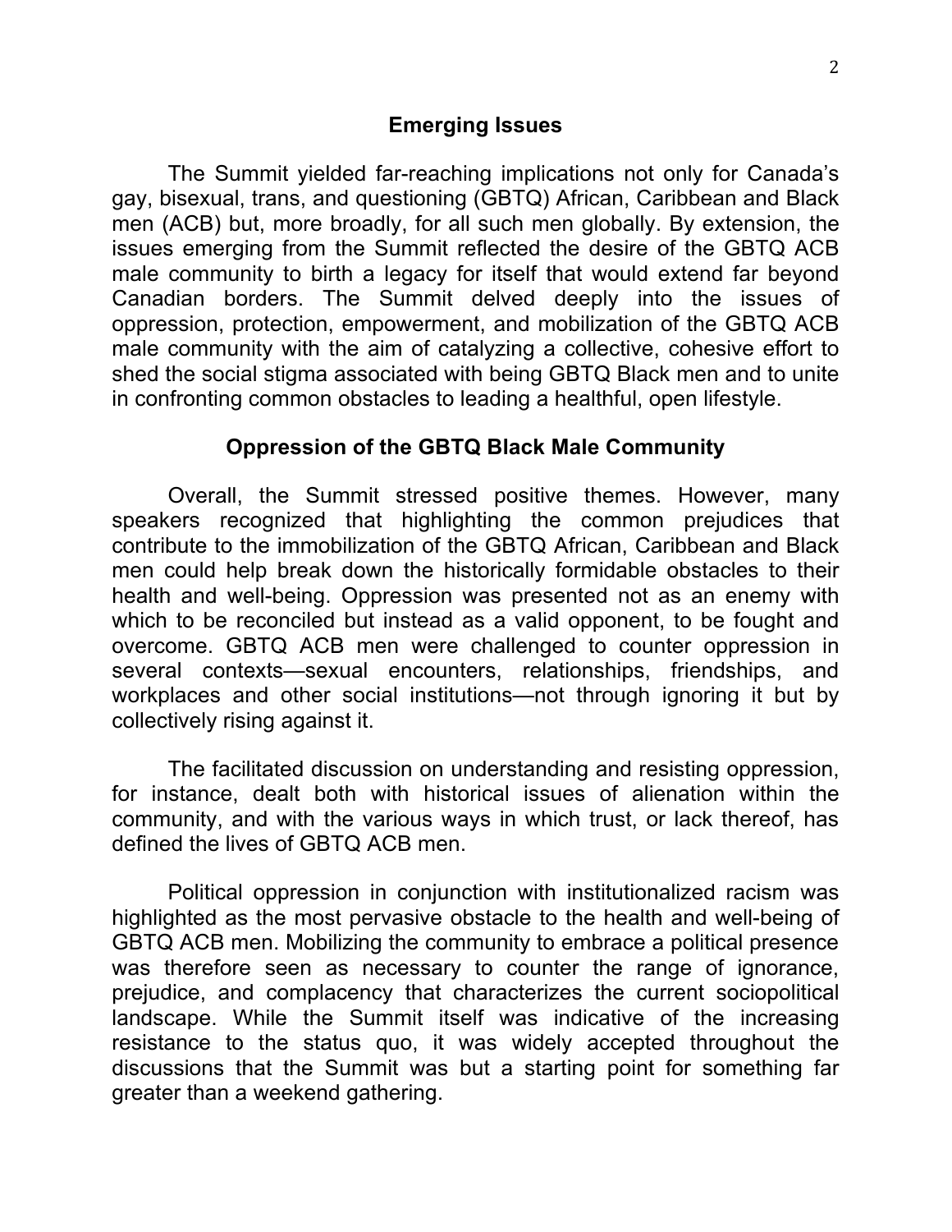## Emerging Issues

The Summit yielded far-reaching implications not only for Canada's gay, bisexual, trans, and questioning (GBTQ) African, Caribbean and Black men (ACB) but, more broadly, for all such men globally. By extension, the issues emerging from the Summit reflected the desire of the GBTQ ACB male community to birth a legacy for itself that would extend far beyond Canadian borders. The Summit delved deeply into the issues of oppression, protection, empowerment, and mobilization of the GBTQ ACB male community with the aim of catalyzing a collective, cohesive effort to shed the social stigma associated with being GBTQ Black men and to unite in confronting common obstacles to leading a healthful, open lifestyle.

## Oppression of the GBTQ Black Male Community

Overall, the Summit stressed positive themes. However, many speakers recognized that highlighting the common prejudices that contribute to the immobilization of the GBTQ African, Caribbean and Black men could help break down the historically formidable obstacles to their health and well-being. Oppression was presented not as an enemy with which to be reconciled but instead as a valid opponent, to be fought and overcome. GBTQ ACB men were challenged to counter oppression in several contexts—sexual encounters, relationships, friendships, and workplaces and other social institutions—not through ignoring it but by collectively rising against it.

The facilitated discussion on understanding and resisting oppression, for instance, dealt both with historical issues of alienation within the community, and with the various ways in which trust, or lack thereof, has defined the lives of GBTQ ACB men.

Political oppression in conjunction with institutionalized racism was highlighted as the most pervasive obstacle to the health and well-being of GBTQ ACB men. Mobilizing the community to embrace a political presence was therefore seen as necessary to counter the range of ignorance, prejudice, and complacency that characterizes the current sociopolitical landscape. While the Summit itself was indicative of the increasing resistance to the status quo, it was widely accepted throughout the discussions that the Summit was but a starting point for something far greater than a weekend gathering.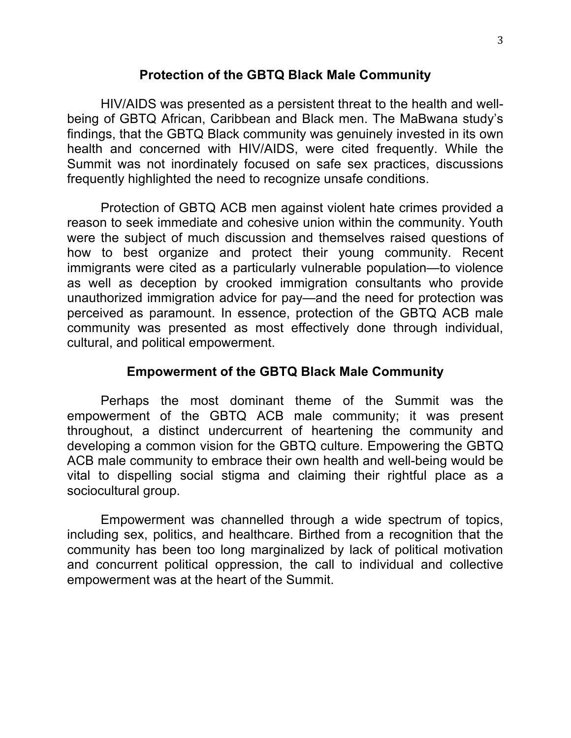## Protection of the GBTQ Black Male Community

HIV/AIDS was presented as a persistent threat to the health and well-being of GBTQ African, Caribbean and Black men. The MaBwana study's findings, that the GBTQ Black community was genuinely invested in its own health and concerned with HIV/AIDS, were cited frequently. While the Summit was not inordinately focused on safe sex practices, discussions frequently highlighted the need to recognize unsafe conditions.

Protection of GBTQ ACB men against violent hate crimes provided a reason to seek immediate and cohesive union within the community. Youth were the subject of much discussion and themselves raised questions of how to best organize and protect their young community. Recent immigrants were cited as a particularly vulnerable population—to violence as well as deception by crooked immigration consultants who provide unauthorized immigration advice for pay—and the need for protection was perceived as paramount. In essence, protection of the GBTQ ACB male community was presented as most effectively done through individual, cultural, and political empowerment.

## Empowerment of the GBTQ Black Male Community

Perhaps the most dominant theme of the Summit was the empowerment of the GBTQ ACB male community; it was present throughout, a distinct undercurrent of heartening the community and developing a common vision for the GBTQ culture. Empowering the GBTQ ACB male community to embrace their own health and well-being would be vital to dispelling social stigma and claiming their rightful place as a sociocultural group.

Empowerment was channelled through a wide spectrum of topics, including sex, politics, and healthcare. Birthed from a recognition that the community has been too long marginalized by lack of political motivation and concurrent political oppression, the call to individual and collective empowerment was at the heart of the Summit.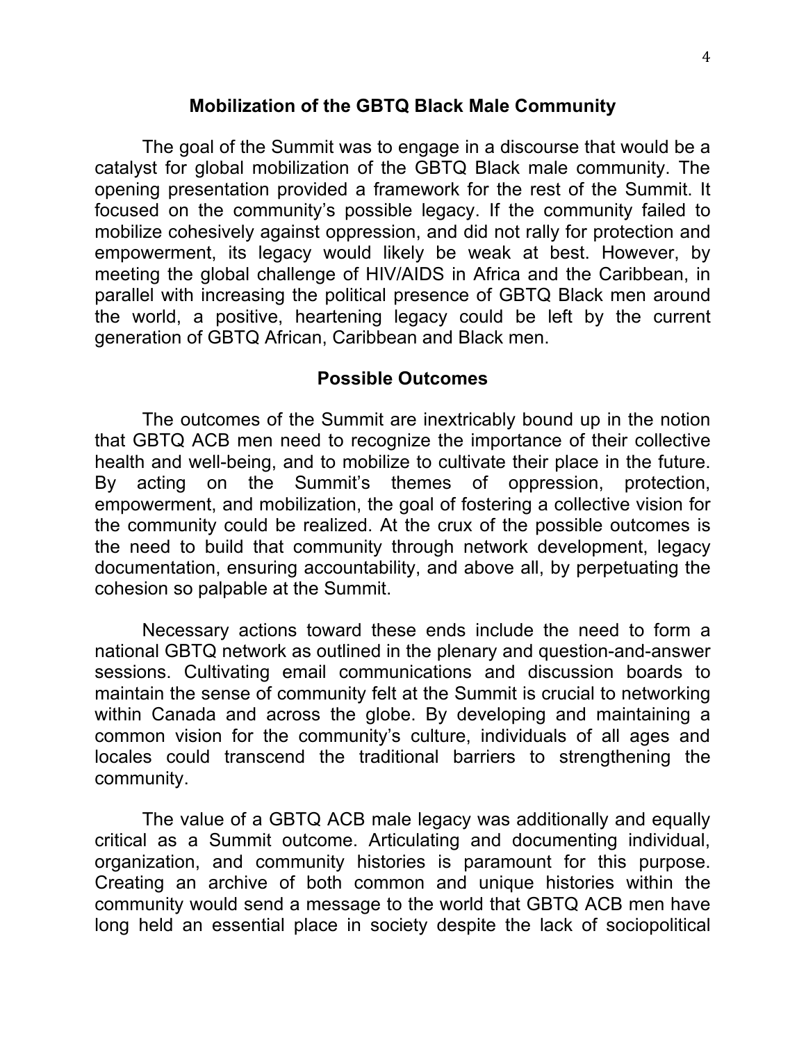## Mobilization of the GBTQ Black Male Community

The goal of the Summit was to engage in a discourse that would be a catalyst for global mobilization of the GBTQ Black male community. The opening presentation provided a framework for the rest of the Summit. It focused on the community's possible legacy. If the community failed to mobilize cohesively against oppression, and did not rally for protection and empowerment, its legacy would likely be weak at best. However, by meeting the global challenge of HIV/AIDS in Africa and the Caribbean, in parallel with increasing the political presence of GBTQ Black men around the world, a positive, heartening legacy could be left by the current generation of GBTQ African, Caribbean and Black men.

## Possible Outcomes

The outcomes of the Summit are inextricably bound up in the notion that GBTQ ACB men need to recognize the importance of their collective health and well-being, and to mobilize to cultivate their place in the future. By acting on the Summit's themes of oppression, protection, empowerment, and mobilization, the goal of fostering a collective vision for the community could be realized. At the crux of the possible outcomes is the need to build that community through network development, legacy documentation, ensuring accountability, and above all, by perpetuating the cohesion so palpable at the Summit.

Necessary actions toward these ends include the need to form a national GBTQ network as outlined in the plenary and question-and-answer sessions. Cultivating email communications and discussion boards to maintain the sense of community felt at the Summit is crucial to networking within Canada and across the globe. By developing and maintaining a common vision for the community's culture, individuals of all ages and locales could transcend the traditional barriers to strengthening the community.

The value of a GBTQ ACB male legacy was additionally and equally critical as a Summit outcome. Articulating and documenting individual, organization, and community histories is paramount for this purpose. Creating an archive of both common and unique histories within the community would send a message to the world that GBTQ ACB men have long held an essential place in society despite the lack of sociopolitical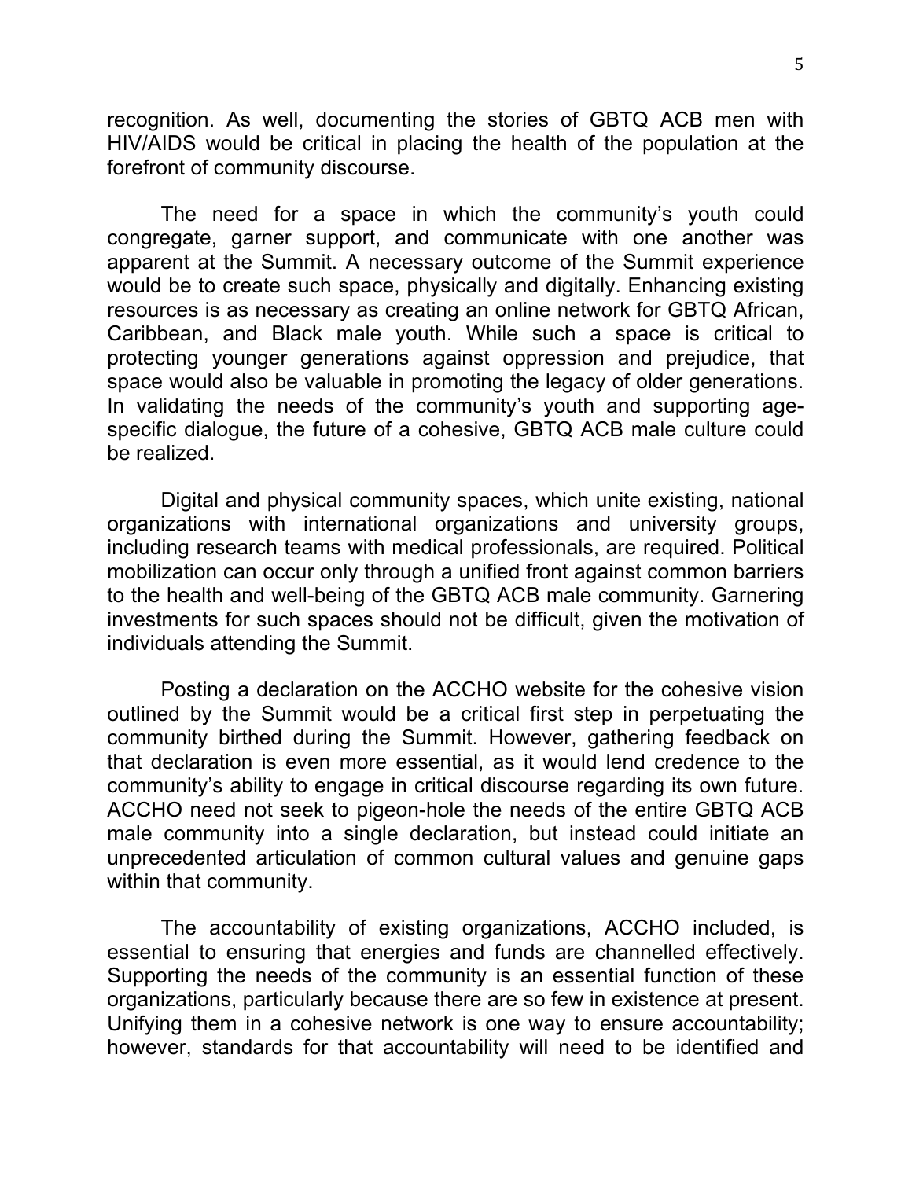recognition. As well, documenting the stories of GBTQ ACB men with HIV/AIDS would be critical in placing the health of the population at the forefront of community discourse.

The need for a space in which the community's youth could congregate, garner support, and communicate with one another was apparent at the Summit. A necessary outcome of the Summit experience would be to create such space, physically and digitally. Enhancing existing resources is as necessary as creating an online network for GBTQ African, Caribbean, and Black male youth. While such a space is critical to protecting younger generations against oppression and prejudice, that space would also be valuable in promoting the legacy of older generations. In validating the needs of the community's youth and supporting age-specific dialogue, the future of a cohesive, GBTQ ACB male culture could be realized.

Digital and physical community spaces, which unite existing, national organizations with international organizations and university groups, including research teams with medical professionals, are required. Political mobilization can occur only through a unified front against common barriers to the health and well-being of the GBTQ ACB male community. Garnering investments for such spaces should not be difficult, given the motivation of individuals attending the Summit.

Posting a declaration on the ACCHO website for the cohesive vision outlined by the Summit would be a critical first step in perpetuating the community birthed during the Summit. However, gathering feedback on that declaration is even more essential, as it would lend credence to the community's ability to engage in critical discourse regarding its own future. ACCHO need not seek to pigeon-hole the needs of the entire GBTQ ACB male community into a single declaration, but instead could initiate an unprecedented articulation of common cultural values and genuine gaps within that community.

The accountability of existing organizations, ACCHO included, is essential to ensuring that energies and funds are channelled effectively. Supporting the needs of the community is an essential function of these organizations, particularly because there are so few in existence at present. Unifying them in a cohesive network is one way to ensure accountability; however, standards for that accountability will need to be identified and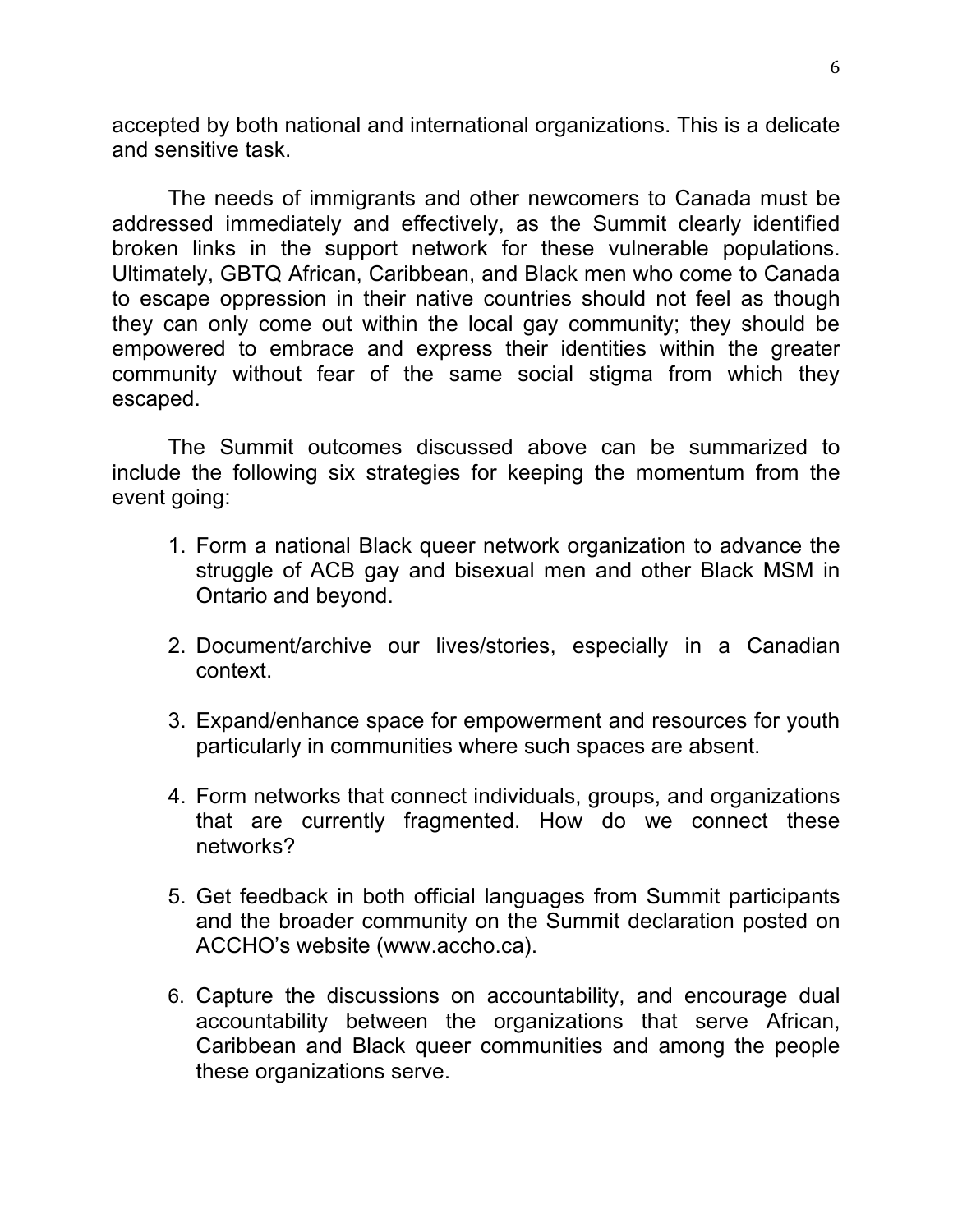accepted by both national and international organizations. This is a delicate and sensitive task.

The needs of immigrants and other newcomers to Canada must be addressed immediately and effectively, as the Summit clearly identified broken links in the support network for these vulnerable populations. Ultimately, GBTQ African, Caribbean, and Black men who come to Canada to escape oppression in their native countries should not feel as though they can only come out within the local gay community; they should be empowered to embrace and express their identities within the greater community without fear of the same social stigma from which they escaped.

The Summit outcomes discussed above can be summarized to include the following six strategies for keeping the momentum from the event going:

1. Form a national Black queer network organization to advance the struggle of ACB gay and bisexual men and other Black MSM in Ontario and beyond.

2. Document/archive our lives/stories, especially in a Canadian context.

3. Expand/enhance space for empowerment and resources for youth particularly in communities where such spaces are absent.

4. Form networks that connect individuals, groups, and organizations that are currently fragmented. How do we connect these networks?

5. Get feedback in both official languages from Summit participants and the broader community on the Summit declaration posted on ACCHO's website (www.accho.ca).

6. Capture the discussions on accountability, and encourage dual accountability between the organizations that serve African, Caribbean and Black queer communities and among the people these organizations serve.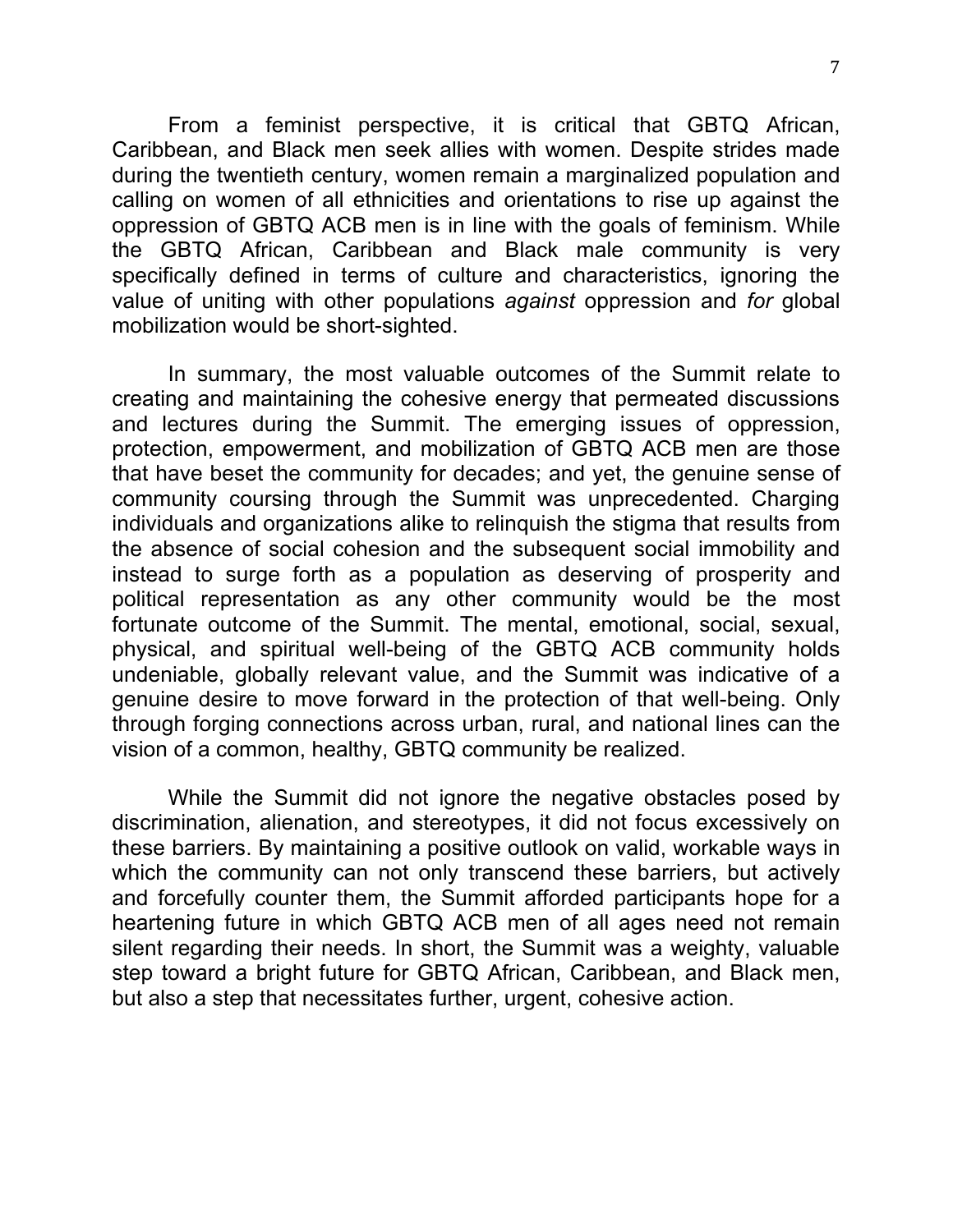From a feminist perspective, it is critical that GBTQ African, Caribbean, and Black men seek allies with women. Despite strides made during the twentieth century, women remain a marginalized population and calling on women of all ethnicities and orientations to rise up against the oppression of GBTQ ACB men is in line with the goals of feminism. While the GBTQ African, Caribbean and Black male community is very specifically defined in terms of culture and characteristics, ignoring the value of uniting with other populations *against* oppression and *for* global mobilization would be short-sighted.

In summary, the most valuable outcomes of the Summit relate to creating and maintaining the cohesive energy that permeated discussions and lectures during the Summit. The emerging issues of oppression, protection, empowerment, and mobilization of GBTQ ACB men are those that have beset the community for decades; and yet, the genuine sense of community coursing through the Summit was unprecedented. Charging individuals and organizations alike to relinquish the stigma that results from the absence of social cohesion and the subsequent social immobility and instead to surge forth as a population as deserving of prosperity and political representation as any other community would be the most fortunate outcome of the Summit. The mental, emotional, social, sexual, physical, and spiritual well-being of the GBTQ ACB community holds undeniable, globally relevant value, and the Summit was indicative of a genuine desire to move forward in the protection of that well-being. Only through forging connections across urban, rural, and national lines can the vision of a common, healthy, GBTQ community be realized.

While the Summit did not ignore the negative obstacles posed by discrimination, alienation, and stereotypes, it did not focus excessively on these barriers. By maintaining a positive outlook on valid, workable ways in which the community can not only transcend these barriers, but actively and forcefully counter them, the Summit afforded participants hope for a heartening future in which GBTQ ACB men of all ages need not remain silent regarding their needs. In short, the Summit was a weighty, valuable step toward a bright future for GBTQ African, Caribbean, and Black men, but also a step that necessitates further, urgent, cohesive action.